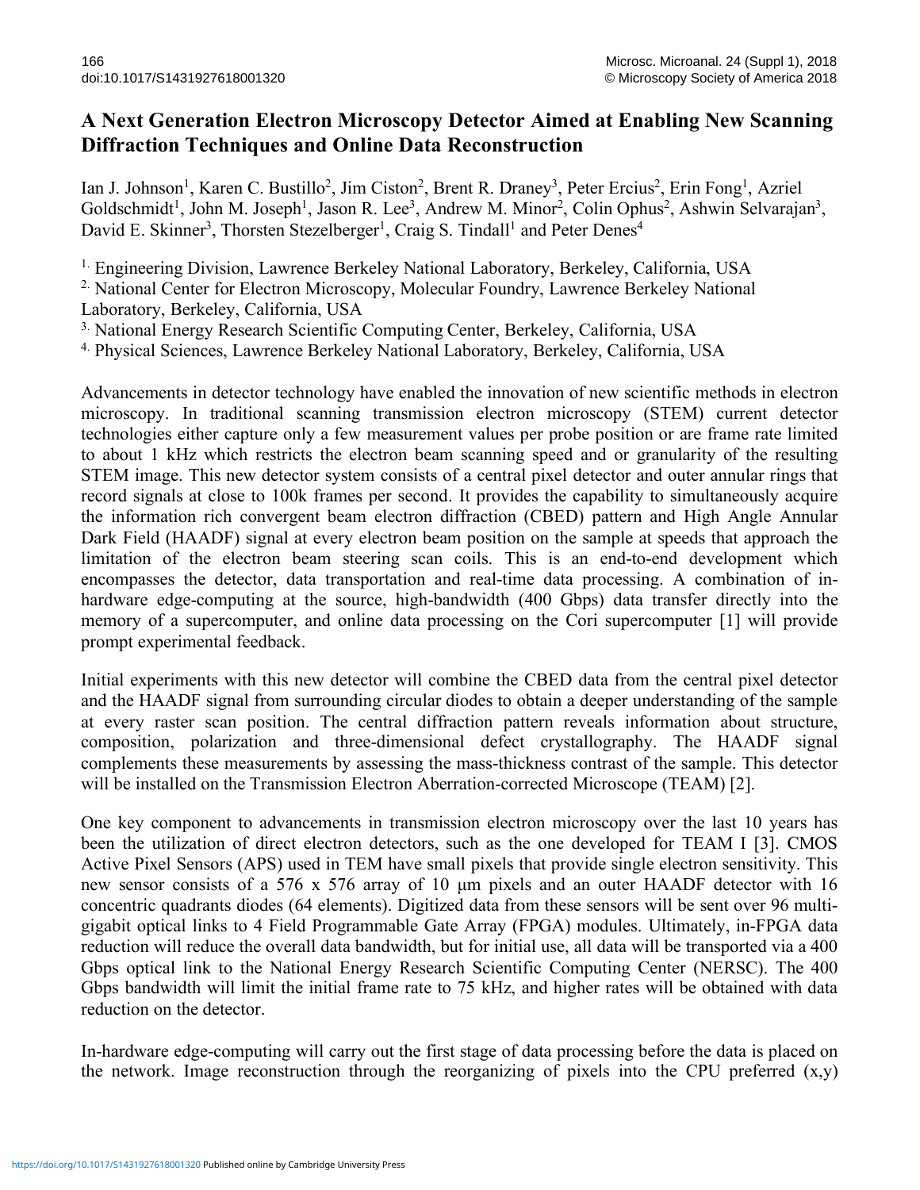# A Next Generation Electron Microscopy Detector Aimed at Enabling New Scanning Diffraction Techniques and Online Data Reconstruction

Ian J. Johnson[1], Karen C. Bustillo[2], Jim Ciston[2], Brent R. Draney[3], Peter Ercius[2], Erin Fong[1], Azriel Goldschmidt[1], John M. Joseph[1], Jason R. Lee[3], Andrew M. Minor[2], Colin Ophus[2], Ashwin Selvarajan[3], David E. Skinner[3], Thorsten Stezelberger[1], Craig S. Tindall[1] and Peter Denes[4]

[1] Engineering Division, Lawrence Berkeley National Laboratory, Berkeley, California, USA
[2] National Center for Electron Microscopy, Molecular Foundry, Lawrence Berkeley National Laboratory, Berkeley, California, USA
[3] National Energy Research Scientific Computing Center, Berkeley, California, USA
[4] Physical Sciences, Lawrence Berkeley National Laboratory, Berkeley, California, USA

Advancements in detector technology have enabled the innovation of new scientific methods in electron microscopy. In traditional scanning transmission electron microscopy (STEM) current detector technologies either capture only a few measurement values per probe position or are frame rate limited to about 1 kHz which restricts the electron beam scanning speed and or granularity of the resulting STEM image. This new detector system consists of a central pixel detector and outer annular rings that record signals at close to 100k frames per second. It provides the capability to simultaneously acquire the information rich convergent beam electron diffraction (CBED) pattern and High Angle Annular Dark Field (HAADF) signal at every electron beam position on the sample at speeds that approach the limitation of the electron beam steering scan coils. This is an end-to-end development which encompasses the detector, data transportation and real-time data processing. A combination of in-hardware edge-computing at the source, high-bandwidth (400 Gbps) data transfer directly into the memory of a supercomputer, and online data processing on the Cori supercomputer [1] will provide prompt experimental feedback.

Initial experiments with this new detector will combine the CBED data from the central pixel detector and the HAADF signal from surrounding circular diodes to obtain a deeper understanding of the sample at every raster scan position. The central diffraction pattern reveals information about structure, composition, polarization and three-dimensional defect crystallography. The HAADF signal complements these measurements by assessing the mass-thickness contrast of the sample. This detector will be installed on the Transmission Electron Aberration-corrected Microscope (TEAM) [2].

One key component to advancements in transmission electron microscopy over the last 10 years has been the utilization of direct electron detectors, such as the one developed for TEAM I [3]. CMOS Active Pixel Sensors (APS) used in TEM have small pixels that provide single electron sensitivity. This new sensor consists of a 576 x 576 array of 10 µm pixels and an outer HAADF detector with 16 concentric quadrants diodes (64 elements). Digitized data from these sensors will be sent over 96 multi-gigabit optical links to 4 Field Programmable Gate Array (FPGA) modules. Ultimately, in-FPGA data reduction will reduce the overall data bandwidth, but for initial use, all data will be transported via a 400 Gbps optical link to the National Energy Research Scientific Computing Center (NERSC). The 400 Gbps bandwidth will limit the initial frame rate to 75 kHz, and higher rates will be obtained with data reduction on the detector.

In-hardware edge-computing will carry out the first stage of data processing before the data is placed on the network. Image reconstruction through the reorganizing of pixels into the CPU preferred (x,y)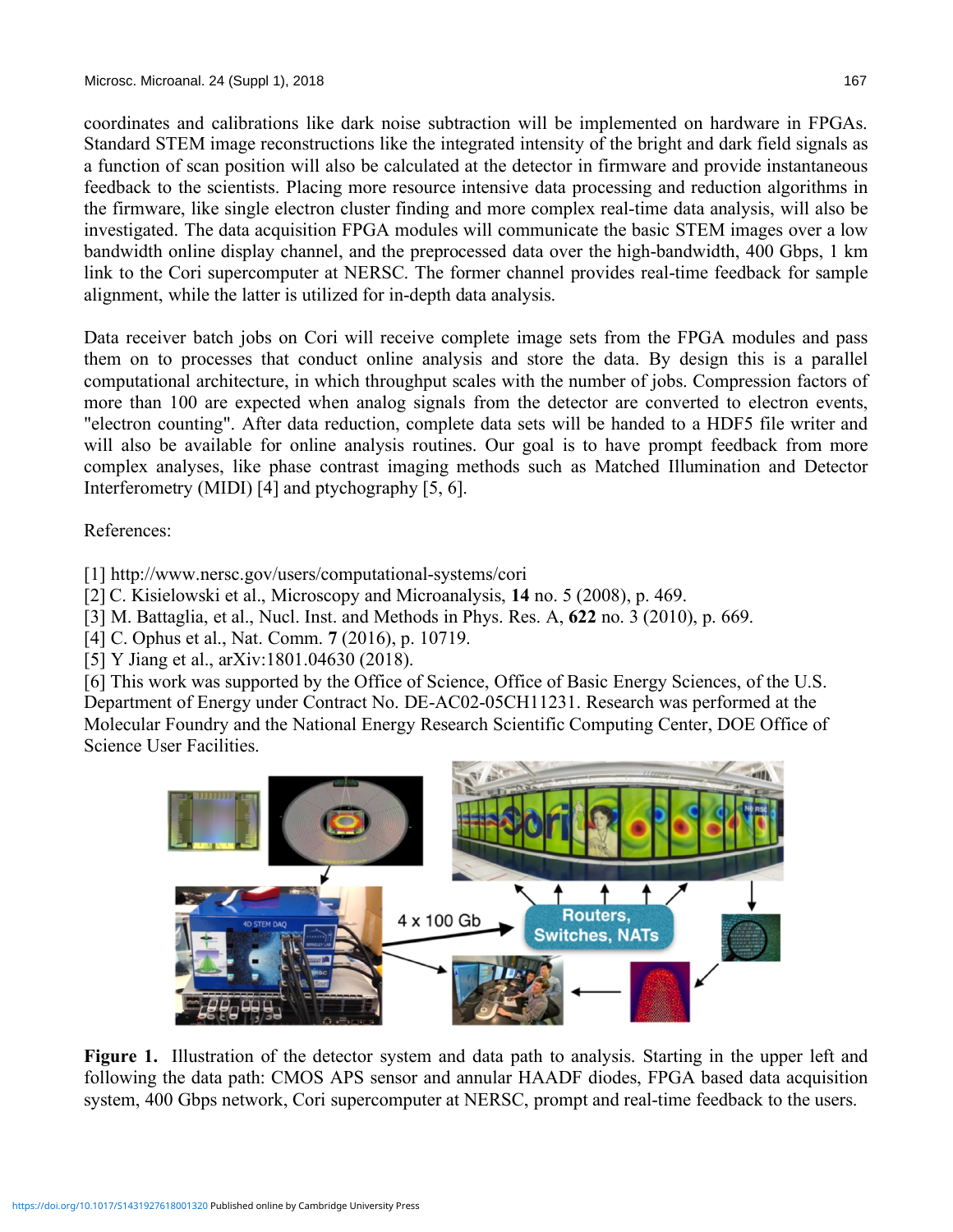coordinates and calibrations like dark noise subtraction will be implemented on hardware in FPGAs. Standard STEM image reconstructions like the integrated intensity of the bright and dark field signals as a function of scan position will also be calculated at the detector in firmware and provide instantaneous feedback to the scientists. Placing more resource intensive data processing and reduction algorithms in the firmware, like single electron cluster finding and more complex real-time data analysis, will also be investigated. The data acquisition FPGA modules will communicate the basic STEM images over a low bandwidth online display channel, and the preprocessed data over the high-bandwidth, 400 Gbps, 1 km link to the Cori supercomputer at NERSC. The former channel provides real-time feedback for sample alignment, while the latter is utilized for in-depth data analysis.

Data receiver batch jobs on Cori will receive complete image sets from the FPGA modules and pass them on to processes that conduct online analysis and store the data. By design this is a parallel computational architecture, in which throughput scales with the number of jobs. Compression factors of more than 100 are expected when analog signals from the detector are converted to electron events, "electron counting". After data reduction, complete data sets will be handed to a HDF5 file writer and will also be available for online analysis routines. Our goal is to have prompt feedback from more complex analyses, like phase contrast imaging methods such as Matched Illumination and Detector Interferometry (MIDI) [4] and ptychography [5, 6].

References:

[1] http://www.nersc.gov/users/computational-systems/cori
[2] C. Kisielowski et al., Microscopy and Microanalysis, **14** no. 5 (2008), p. 469.
[3] M. Battaglia, et al., Nucl. Inst. and Methods in Phys. Res. A, **622** no. 3 (2010), p. 669.
[4] C. Ophus et al., Nat. Comm. **7** (2016), p. 10719.
[5] Y Jiang et al., arXiv:1801.04630 (2018).
[6] This work was supported by the Office of Science, Office of Basic Energy Sciences, of the U.S. Department of Energy under Contract No. DE-AC02-05CH11231. Research was performed at the Molecular Foundry and the National Energy Research Scientific Computing Center, DOE Office of Science User Facilities.

4 x 100 Gb

Routers, Switches, NATs

**Figure 1.** Illustration of the detector system and data path to analysis. Starting in the upper left and following the data path: CMOS APS sensor and annular HAADF diodes, FPGA based data acquisition system, 400 Gbps network, Cori supercomputer at NERSC, prompt and real-time feedback to the users.